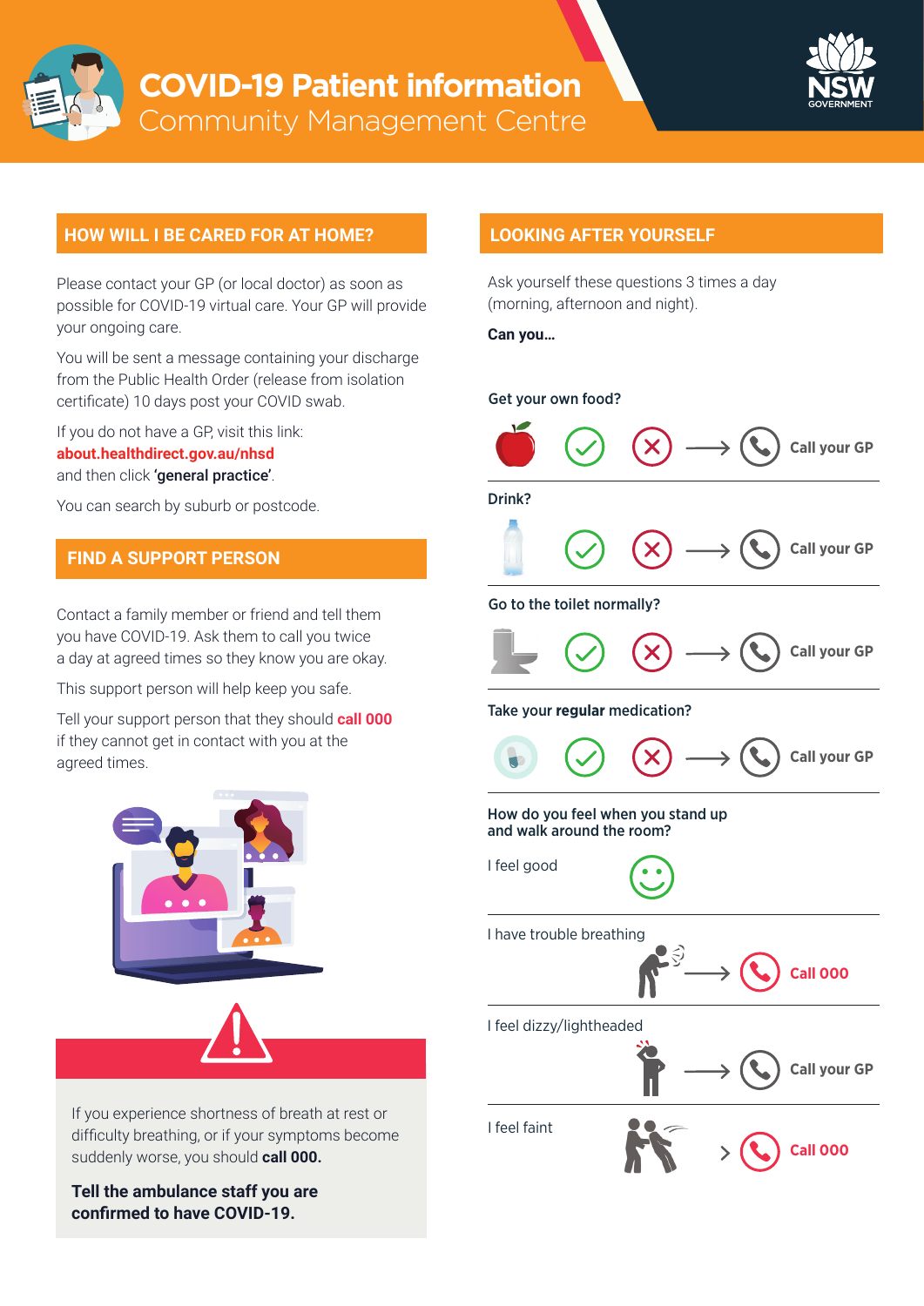# COVID-19 Patient information

Community Management Centre

## HOW WILL I BE CARED FOR AT HOME?

Please contact your GP (or local doctor) as soon as possible for COVID-19 virtual care. Your GP will provide your ongoing care.

You will be sent a message containing your discharge from the Public Health Order (release from isolation certificate) 10 days post your COVID swab.

If you do not have a GP, visit this link:
**about.healthdirect.gov.au/nhsd**
and then click **'general practice'**.

You can search by suburb or postcode.

## FIND A SUPPORT PERSON

Contact a family member or friend and tell them you have COVID-19. Ask them to call you twice a day at agreed times so they know you are okay.

This support person will help keep you safe.

Tell your support person that they should **call 000** if they cannot get in contact with you at the agreed times.

If you experience shortness of breath at rest or difficulty breathing, or if your symptoms become suddenly worse, you should **call 000.**

**Tell the ambulance staff you are confirmed to have COVID-19.**

## LOOKING AFTER YOURSELF

Ask yourself these questions 3 times a day (morning, afternoon and night).

**Can you…**

**Get your own food?**
✓ / ✗ → **Call your GP**

**Drink?**
✓ / ✗ → **Call your GP**

**Go to the toilet normally?**
✓ / ✗ → **Call your GP**

**Take your regular medication?**
✓ / ✗ → **Call your GP**

**How do you feel when you stand up and walk around the room?**

I feel good

I have trouble breathing → **Call 000**

I feel dizzy/lightheaded → **Call your GP**

I feel faint → **Call 000**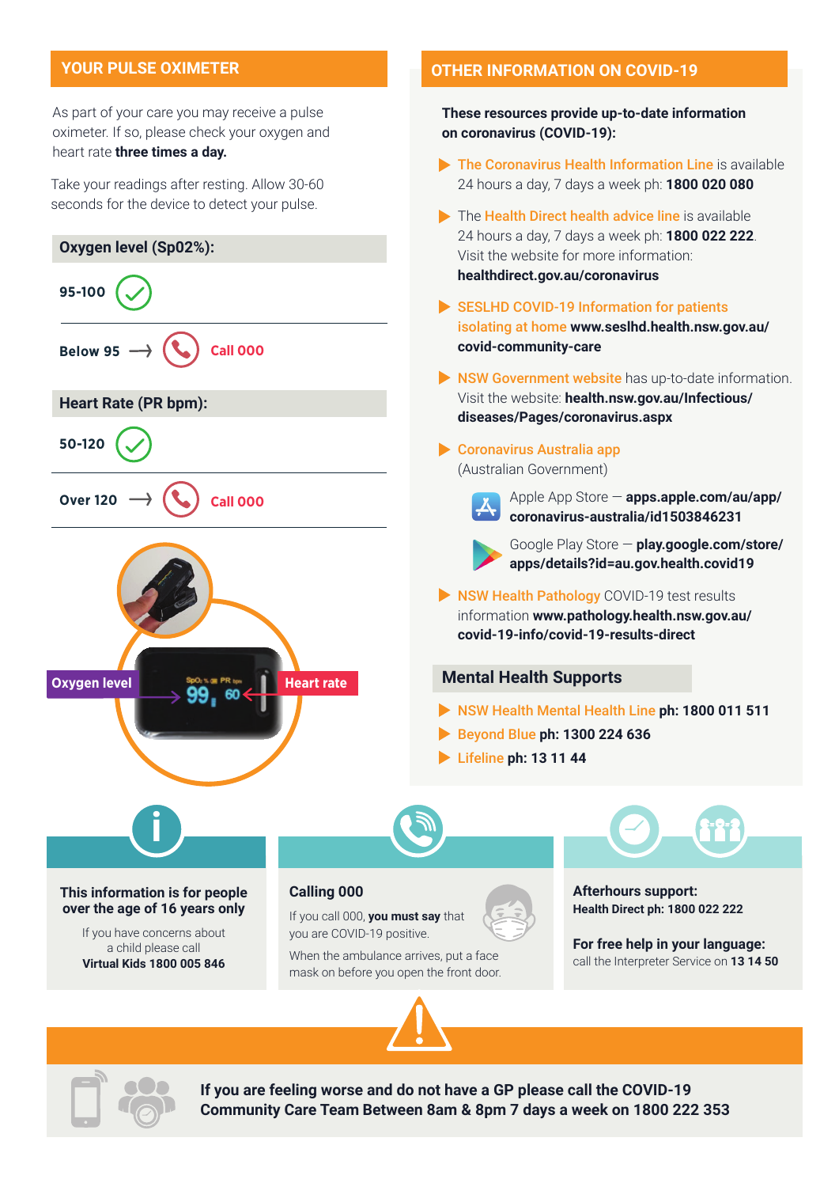## YOUR PULSE OXIMETER

As part of your care you may receive a pulse oximeter. If so, please check your oxygen and heart rate **three times a day.**

Take your readings after resting. Allow 30-60 seconds for the device to detect your pulse.

### Oxygen level (Sp02%):

**95-100**

**Below 95** → Call 000

### Heart Rate (PR bpm):

**50-120**

**Over 120** → Call 000

Oxygen level

Heart rate

## OTHER INFORMATION ON COVID-19

**These resources provide up-to-date information on coronavirus (COVID-19):**

- The Coronavirus Health Information Line is available 24 hours a day, 7 days a week ph: **1800 020 080**
- The Health Direct health advice line is available 24 hours a day, 7 days a week ph: **1800 022 222**. Visit the website for more information: **healthdirect.gov.au/coronavirus**
- SESLHD COVID-19 Information for patients isolating at home **www.seslhd.health.nsw.gov.au/covid-community-care**
- NSW Government website has up-to-date information. Visit the website: **health.nsw.gov.au/Infectious/diseases/Pages/coronavirus.aspx**
- Coronavirus Australia app (Australian Government)
  - Apple App Store — **apps.apple.com/au/app/coronavirus-australia/id1503846231**
  - Google Play Store — **play.google.com/store/apps/details?id=au.gov.health.covid19**
- NSW Health Pathology COVID-19 test results information **www.pathology.health.nsw.gov.au/covid-19-info/covid-19-results-direct**

### Mental Health Supports

- NSW Health Mental Health Line **ph: 1800 011 511**
- Beyond Blue **ph: 1300 224 636**
- Lifeline **ph: 13 11 44**

**This information is for people over the age of 16 years only**

If you have concerns about a child please call **Virtual Kids 1800 005 846**

**Calling 000**

If you call 000, **you must say** that you are COVID-19 positive.

When the ambulance arrives, put a face mask on before you open the front door.

**Afterhours support:**
**Health Direct ph: 1800 022 222**

**For free help in your language:**
call the Interpreter Service on **13 14 50**

**If you are feeling worse and do not have a GP please call the COVID-19 Community Care Team Between 8am & 8pm 7 days a week on 1800 222 353**